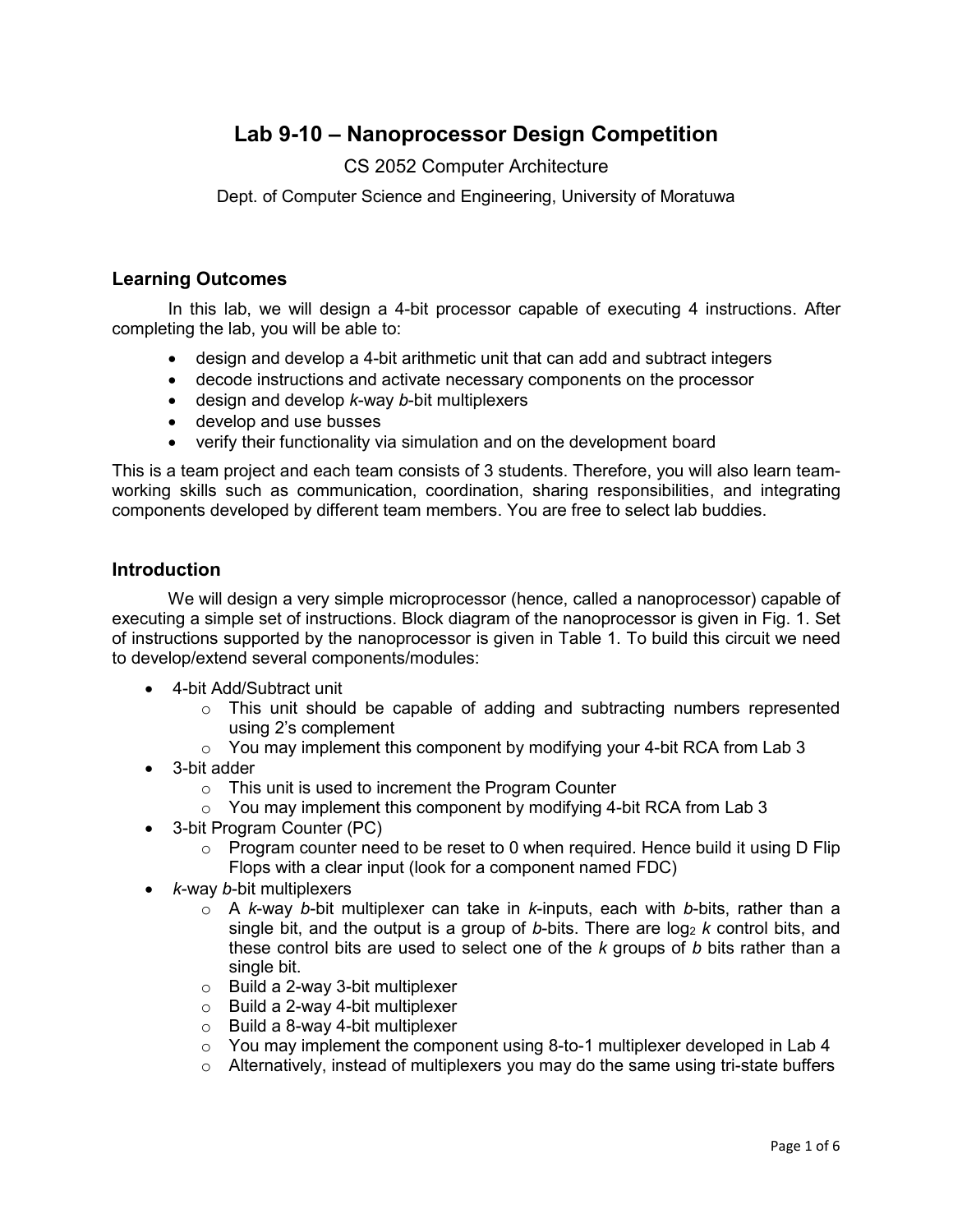# Lab 9-10 – Nanoprocessor Design Competition

CS 2052 Computer Architecture

Dept. of Computer Science and Engineering, University of Moratuwa

## Learning Outcomes

In this lab, we will design a 4-bit processor capable of executing 4 instructions. After completing the lab, you will be able to:

- design and develop a 4-bit arithmetic unit that can add and subtract integers
- decode instructions and activate necessary components on the processor
- design and develop *k*-way *b*-bit multiplexers
- develop and use busses
- verify their functionality via simulation and on the development board

This is a team project and each team consists of 3 students. Therefore, you will also learn team-working skills such as communication, coordination, sharing responsibilities, and integrating components developed by different team members. You are free to select lab buddies.

## Introduction

We will design a very simple microprocessor (hence, called a nanoprocessor) capable of executing a simple set of instructions. Block diagram of the nanoprocessor is given in Fig. 1. Set of instructions supported by the nanoprocessor is given in Table 1. To build this circuit we need to develop/extend several components/modules:

- 4-bit Add/Subtract unit
  - This unit should be capable of adding and subtracting numbers represented using 2's complement
  - You may implement this component by modifying your 4-bit RCA from Lab 3
- 3-bit adder
  - This unit is used to increment the Program Counter
  - You may implement this component by modifying 4-bit RCA from Lab 3
- 3-bit Program Counter (PC)
  - Program counter need to be reset to 0 when required. Hence build it using D Flip Flops with a clear input (look for a component named FDC)
- *k*-way *b*-bit multiplexers
  - A *k*-way *b*-bit multiplexer can take in *k*-inputs, each with *b*-bits, rather than a single bit, and the output is a group of *b*-bits. There are $\log_2 k$ control bits, and these control bits are used to select one of the *k* groups of *b* bits rather than a single bit.
  - Build a 2-way 3-bit multiplexer
  - Build a 2-way 4-bit multiplexer
  - Build a 8-way 4-bit multiplexer
  - You may implement the component using 8-to-1 multiplexer developed in Lab 4
  - Alternatively, instead of multiplexers you may do the same using tri-state buffers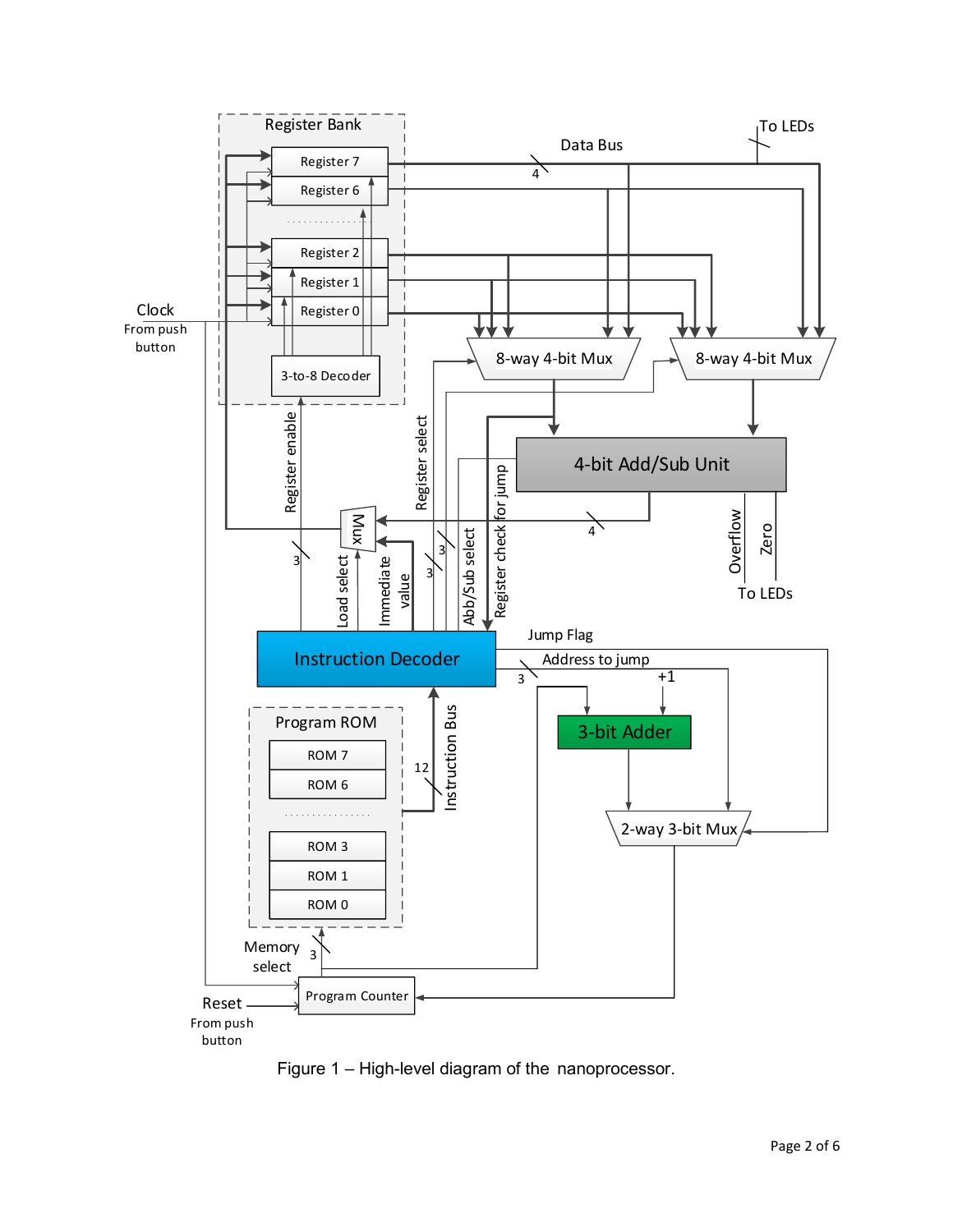Figure 1 – High-level diagram of the nanoprocessor.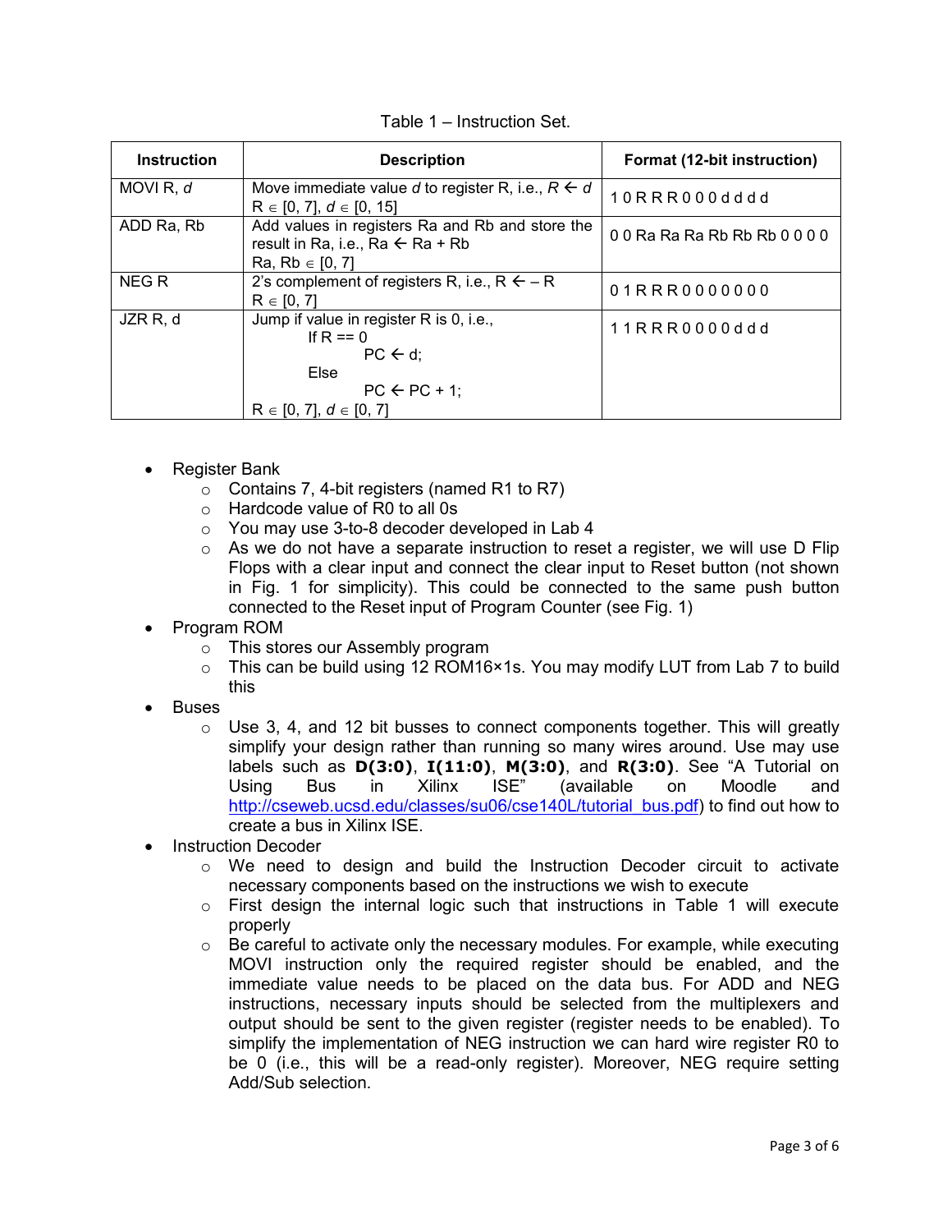Table 1 – Instruction Set.

| Instruction | Description | Format (12-bit instruction) |
|---|---|---|
| MOVI R, *d* | Move immediate value *d* to register R, i.e., $R \leftarrow d$<br>$R \in [0, 7]$, $d \in [0, 15]$ | 1 0 R R R 0 0 0 d d d d |
| ADD Ra, Rb | Add values in registers Ra and Rb and store the result in Ra, i.e., Ra ← Ra + Rb<br>Ra, Rb ∈ [0, 7] | 0 0 Ra Ra Ra Rb Rb Rb 0 0 0 0 |
| NEG R | 2's complement of registers R, i.e., R ← – R<br>$R \in [0, 7]$ | 0 1 R R R 0 0 0 0 0 0 0 |
| JZR R, d | Jump if value in register R is 0, i.e.,<br>If R == 0<br>PC ← d;<br>Else<br>PC ← PC + 1;<br>$R \in [0, 7]$, $d \in [0, 7]$ | 1 1 R R R 0 0 0 0 d d d |

- Register Bank
  - Contains 7, 4-bit registers (named R1 to R7)
  - Hardcode value of R0 to all 0s
  - You may use 3-to-8 decoder developed in Lab 4
  - As we do not have a separate instruction to reset a register, we will use D Flip Flops with a clear input and connect the clear input to Reset button (not shown in Fig. 1 for simplicity). This could be connected to the same push button connected to the Reset input of Program Counter (see Fig. 1)
- Program ROM
  - This stores our Assembly program
  - This can be build using 12 ROM16×1s. You may modify LUT from Lab 7 to build this
- Buses
  - Use 3, 4, and 12 bit busses to connect components together. This will greatly simplify your design rather than running so many wires around. Use may use labels such as **D(3:0)**, **I(11:0)**, **M(3:0)**, and **R(3:0)**. See "A Tutorial on Using Bus in Xilinx ISE" (available on Moodle and http://cseweb.ucsd.edu/classes/su06/cse140L/tutorial_bus.pdf) to find out how to create a bus in Xilinx ISE.
- Instruction Decoder
  - We need to design and build the Instruction Decoder circuit to activate necessary components based on the instructions we wish to execute
  - First design the internal logic such that instructions in Table 1 will execute properly
  - Be careful to activate only the necessary modules. For example, while executing MOVI instruction only the required register should be enabled, and the immediate value needs to be placed on the data bus. For ADD and NEG instructions, necessary inputs should be selected from the multiplexers and output should be sent to the given register (register needs to be enabled). To simplify the implementation of NEG instruction we can hard wire register R0 to be 0 (i.e., this will be a read-only register). Moreover, NEG require setting Add/Sub selection.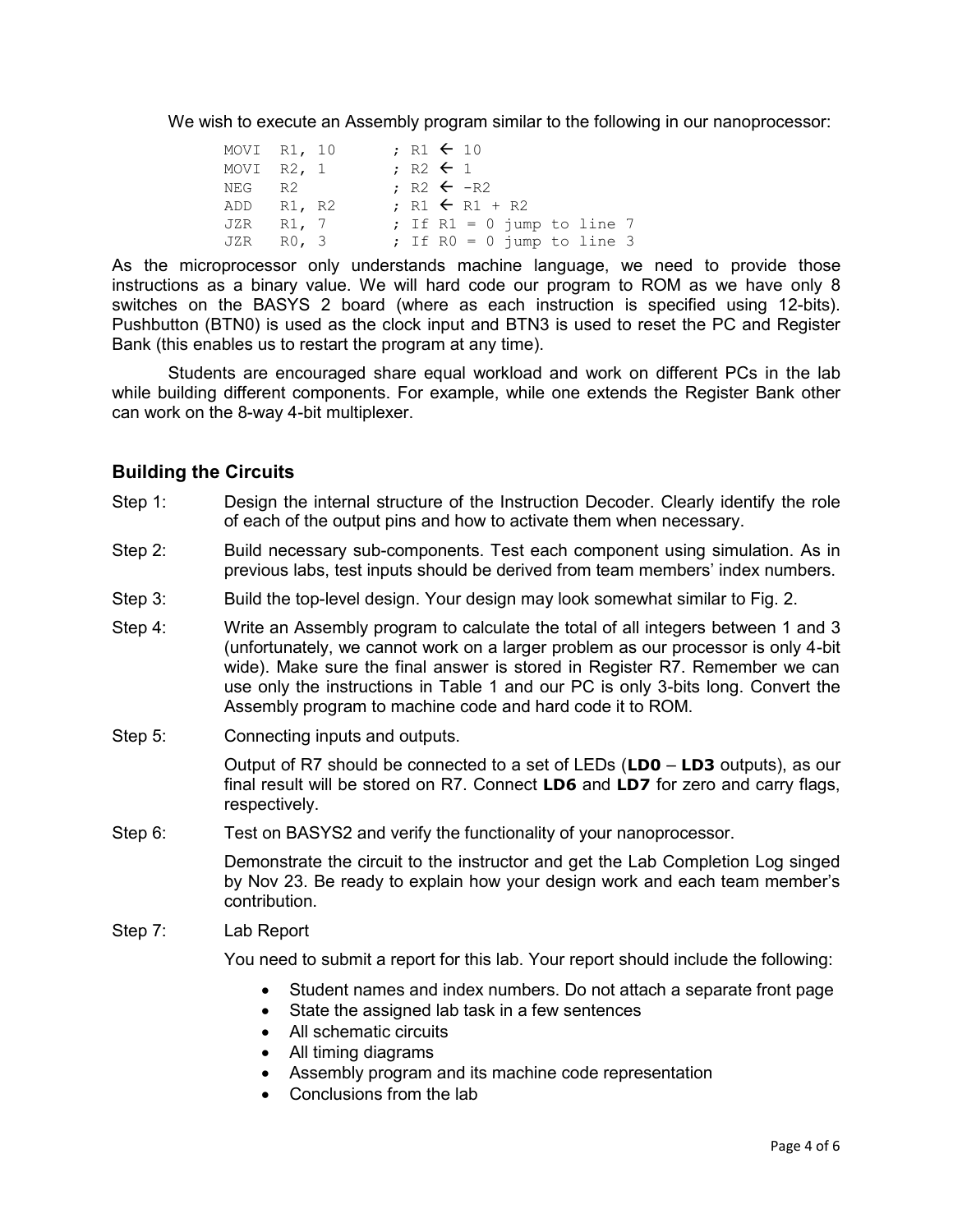We wish to execute an Assembly program similar to the following in our nanoprocessor:

```
MOVI  R1, 10      ; R1 ← 10
MOVI  R2, 1       ; R2 ← 1
NEG   R2          ; R2 ← -R2
ADD   R1, R2      ; R1 ← R1 + R2
JZR   R1, 7       ; If R1 = 0 jump to line 7
JZR   R0, 3       ; If R0 = 0 jump to line 3
```

As the microprocessor only understands machine language, we need to provide those instructions as a binary value. We will hard code our program to ROM as we have only 8 switches on the BASYS 2 board (where as each instruction is specified using 12-bits). Pushbutton (BTN0) is used as the clock input and BTN3 is used to reset the PC and Register Bank (this enables us to restart the program at any time).

Students are encouraged share equal workload and work on different PCs in the lab while building different components. For example, while one extends the Register Bank other can work on the 8-way 4-bit multiplexer.

## Building the Circuits

Step 1: Design the internal structure of the Instruction Decoder. Clearly identify the role of each of the output pins and how to activate them when necessary.

Step 2: Build necessary sub-components. Test each component using simulation. As in previous labs, test inputs should be derived from team members' index numbers.

Step 3: Build the top-level design. Your design may look somewhat similar to Fig. 2.

Step 4: Write an Assembly program to calculate the total of all integers between 1 and 3 (unfortunately, we cannot work on a larger problem as our processor is only 4-bit wide). Make sure the final answer is stored in Register R7. Remember we can use only the instructions in Table 1 and our PC is only 3-bits long. Convert the Assembly program to machine code and hard code it to ROM.

Step 5: Connecting inputs and outputs.

Output of R7 should be connected to a set of LEDs (**LD0** – **LD3** outputs), as our final result will be stored on R7. Connect **LD6** and **LD7** for zero and carry flags, respectively.

Step 6: Test on BASYS2 and verify the functionality of your nanoprocessor.

Demonstrate the circuit to the instructor and get the Lab Completion Log singed by Nov 23. Be ready to explain how your design work and each team member's contribution.

Step 7: Lab Report

You need to submit a report for this lab. Your report should include the following:

- Student names and index numbers. Do not attach a separate front page
- State the assigned lab task in a few sentences
- All schematic circuits
- All timing diagrams
- Assembly program and its machine code representation
- Conclusions from the lab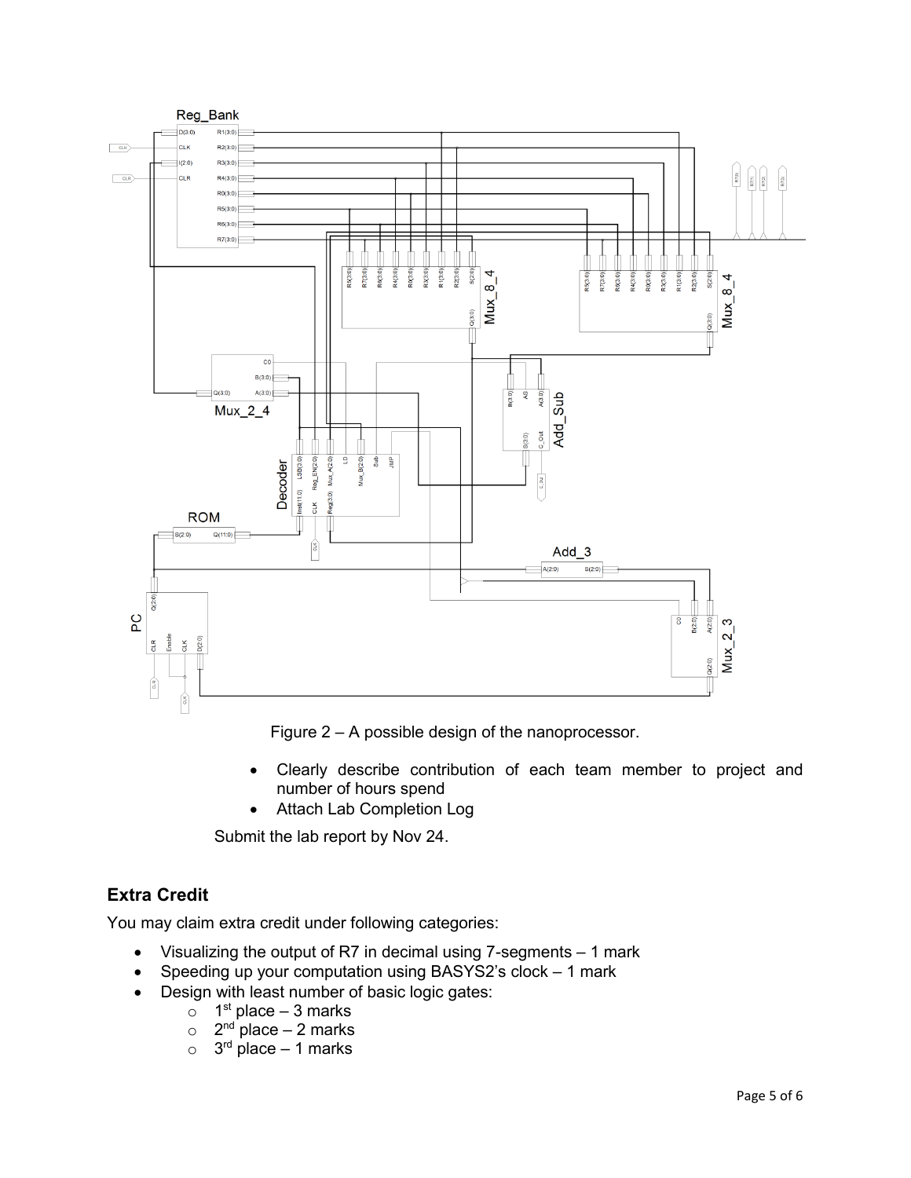Figure 2 – A possible design of the nanoprocessor.

- Clearly describe contribution of each team member to project and number of hours spend
- Attach Lab Completion Log

Submit the lab report by Nov 24.

## Extra Credit

You may claim extra credit under following categories:

- Visualizing the output of R7 in decimal using 7-segments – 1 mark
- Speeding up your computation using BASYS2's clock – 1 mark
- Design with least number of basic logic gates:
  - 1st place – 3 marks
  - 2nd place – 2 marks
  - 3rd place – 1 marks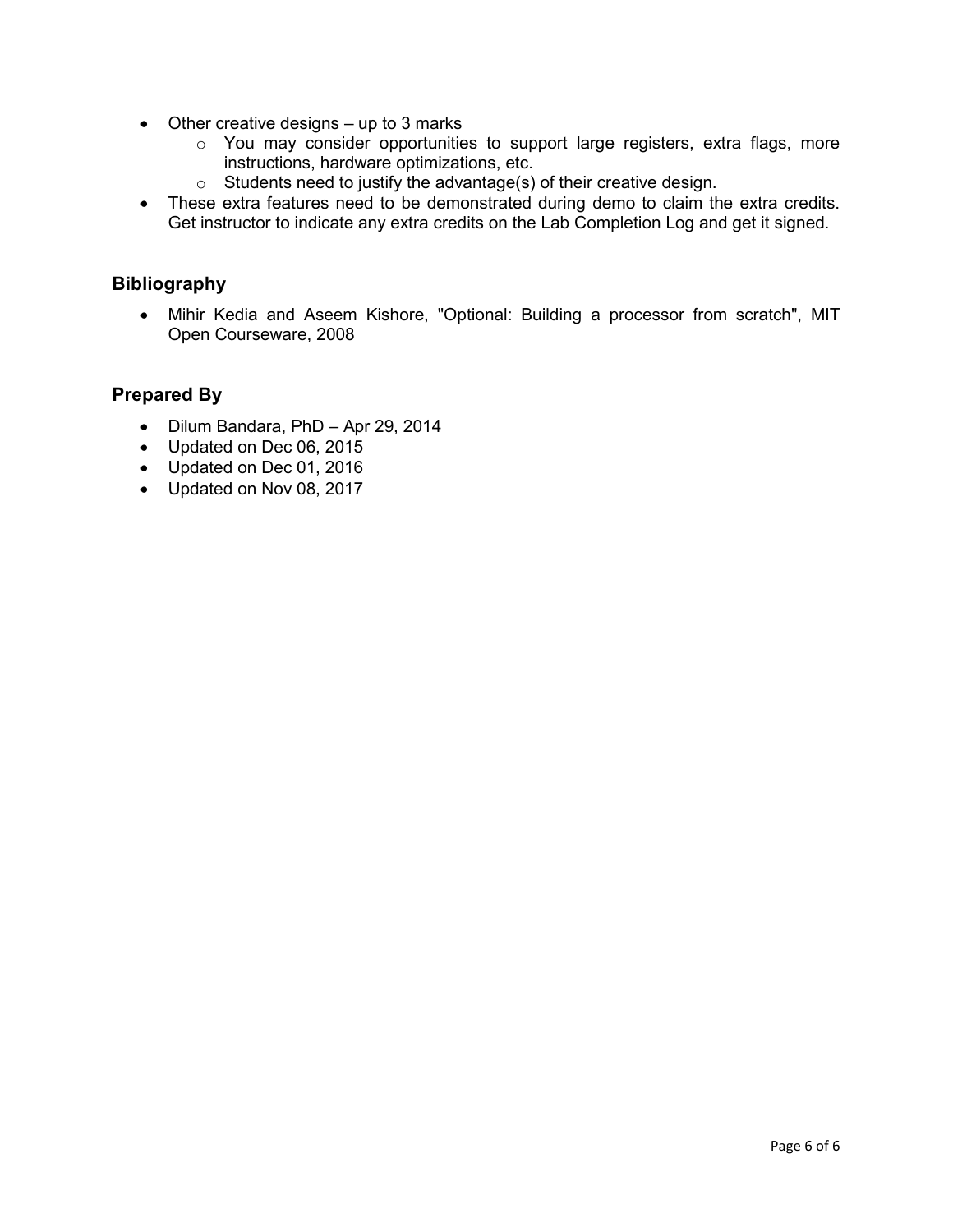- Other creative designs – up to 3 marks
  - You may consider opportunities to support large registers, extra flags, more instructions, hardware optimizations, etc.
  - Students need to justify the advantage(s) of their creative design.
- These extra features need to be demonstrated during demo to claim the extra credits. Get instructor to indicate any extra credits on the Lab Completion Log and get it signed.

## Bibliography

- Mihir Kedia and Aseem Kishore, "Optional: Building a processor from scratch", MIT Open Courseware, 2008

## Prepared By

- Dilum Bandara, PhD – Apr 29, 2014
- Updated on Dec 06, 2015
- Updated on Dec 01, 2016
- Updated on Nov 08, 2017